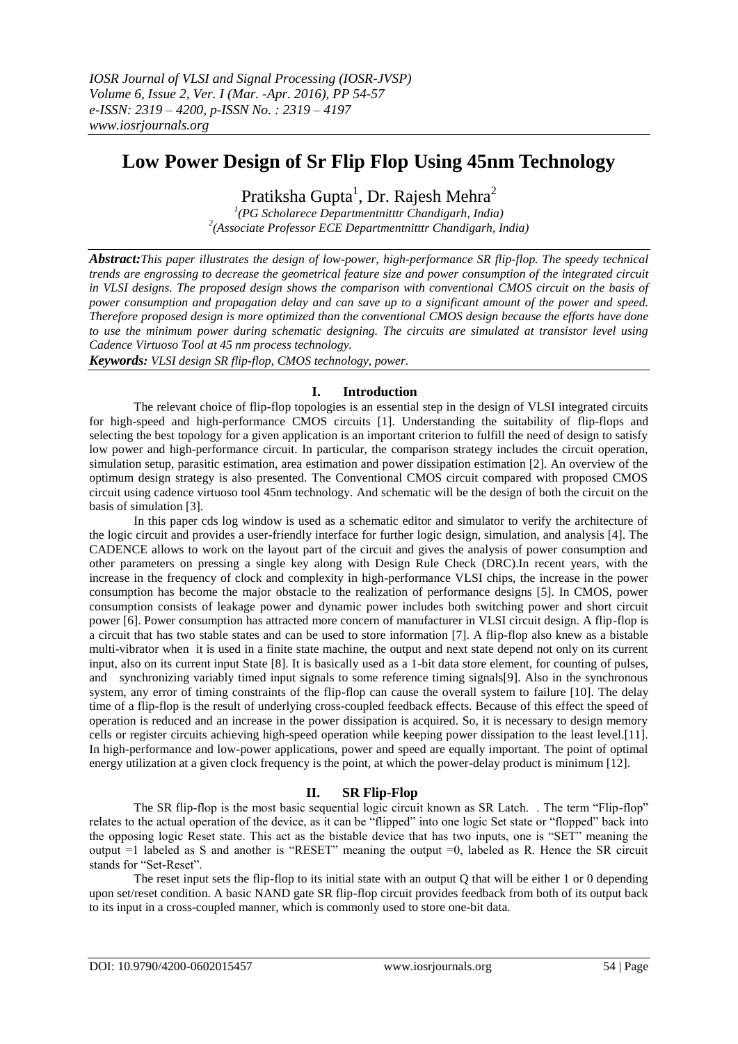# Low Power Design of Sr Flip Flop Using 45nm Technology

Pratiksha Gupta[1], Dr. Rajesh Mehra[2]

[1](PG Scholarece Departmentnitttr Chandigarh, India)
[2](Associate Professor ECE Departmentnitttr Chandigarh, India)

***Abstract:*** *This paper illustrates the design of low-power, high-performance SR flip-flop. The speedy technical trends are engrossing to decrease the geometrical feature size and power consumption of the integrated circuit in VLSI designs. The proposed design shows the comparison with conventional CMOS circuit on the basis of power consumption and propagation delay and can save up to a significant amount of the power and speed. Therefore proposed design is more optimized than the conventional CMOS design because the efforts have done to use the minimum power during schematic designing. The circuits are simulated at transistor level using Cadence Virtuoso Tool at 45 nm process technology.*

***Keywords:*** *VLSI design SR flip-flop, CMOS technology, power.*

## I. Introduction

The relevant choice of flip-flop topologies is an essential step in the design of VLSI integrated circuits for high-speed and high-performance CMOS circuits [1]. Understanding the suitability of flip-flops and selecting the best topology for a given application is an important criterion to fulfill the need of design to satisfy low power and high-performance circuit. In particular, the comparison strategy includes the circuit operation, simulation setup, parasitic estimation, area estimation and power dissipation estimation [2]. An overview of the optimum design strategy is also presented. The Conventional CMOS circuit compared with proposed CMOS circuit using cadence virtuoso tool 45nm technology. And schematic will be the design of both the circuit on the basis of simulation [3].

In this paper cds log window is used as a schematic editor and simulator to verify the architecture of the logic circuit and provides a user-friendly interface for further logic design, simulation, and analysis [4]. The CADENCE allows to work on the layout part of the circuit and gives the analysis of power consumption and other parameters on pressing a single key along with Design Rule Check (DRC).In recent years, with the increase in the frequency of clock and complexity in high-performance VLSI chips, the increase in the power consumption has become the major obstacle to the realization of performance designs [5]. In CMOS, power consumption consists of leakage power and dynamic power includes both switching power and short circuit power [6]. Power consumption has attracted more concern of manufacturer in VLSI circuit design. A flip-flop is a circuit that has two stable states and can be used to store information [7]. A flip-flop also knew as a bistable multi-vibrator when it is used in a finite state machine, the output and next state depend not only on its current input, also on its current input State [8]. It is basically used as a 1-bit data store element, for counting of pulses, and synchronizing variably timed input signals to some reference timing signals[9]. Also in the synchronous system, any error of timing constraints of the flip-flop can cause the overall system to failure [10]. The delay time of a flip-flop is the result of underlying cross-coupled feedback effects. Because of this effect the speed of operation is reduced and an increase in the power dissipation is acquired. So, it is necessary to design memory cells or register circuits achieving high-speed operation while keeping power dissipation to the least level.[11]. In high-performance and low-power applications, power and speed are equally important. The point of optimal energy utilization at a given clock frequency is the point, at which the power-delay product is minimum [12].

## II. SR Flip-Flop

The SR flip-flop is the most basic sequential logic circuit known as SR Latch. . The term "Flip-flop" relates to the actual operation of the device, as it can be "flipped" into one logic Set state or "flopped" back into the opposing logic Reset state. This act as the bistable device that has two inputs, one is "SET" meaning the output =1 labeled as S and another is "RESET" meaning the output =0, labeled as R. Hence the SR circuit stands for "Set-Reset".

The reset input sets the flip-flop to its initial state with an output Q that will be either 1 or 0 depending upon set/reset condition. A basic NAND gate SR flip-flop circuit provides feedback from both of its output back to its input in a cross-coupled manner, which is commonly used to store one-bit data.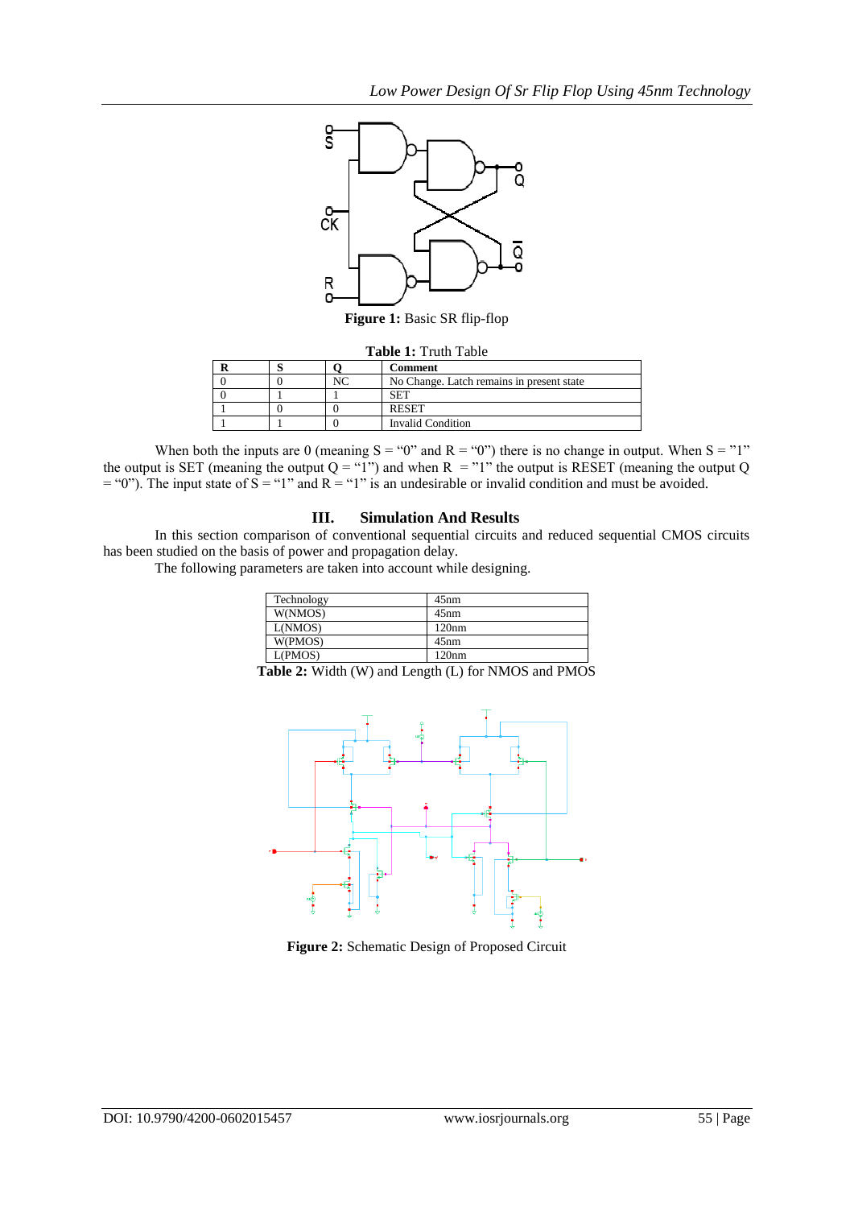**Figure 1:** Basic SR flip-flop

**Table 1:** Truth Table

| R | S | Q | Comment |
|---|---|---|---|
| 0 | 0 | NC | No Change. Latch remains in present state |
| 0 | 1 | 1 | SET |
| 1 | 0 | 0 | RESET |
| 1 | 1 | 0 | Invalid Condition |

When both the inputs are 0 (meaning S = "0" and R = "0") there is no change in output. When S = "1" the output is SET (meaning the output Q = "1") and when R = "1" the output is RESET (meaning the output Q = "0"). The input state of S = "1" and R = "1" is an undesirable or invalid condition and must be avoided.

## III. Simulation And Results

In this section comparison of conventional sequential circuits and reduced sequential CMOS circuits has been studied on the basis of power and propagation delay.

The following parameters are taken into account while designing.

| Technology | 45nm |
|---|---|
| W(NMOS) | 45nm |
| L(NMOS) | 120nm |
| W(PMOS) | 45nm |
| L(PMOS) | 120nm |

**Table 2:** Width (W) and Length (L) for NMOS and PMOS

**Figure 2:** Schematic Design of Proposed Circuit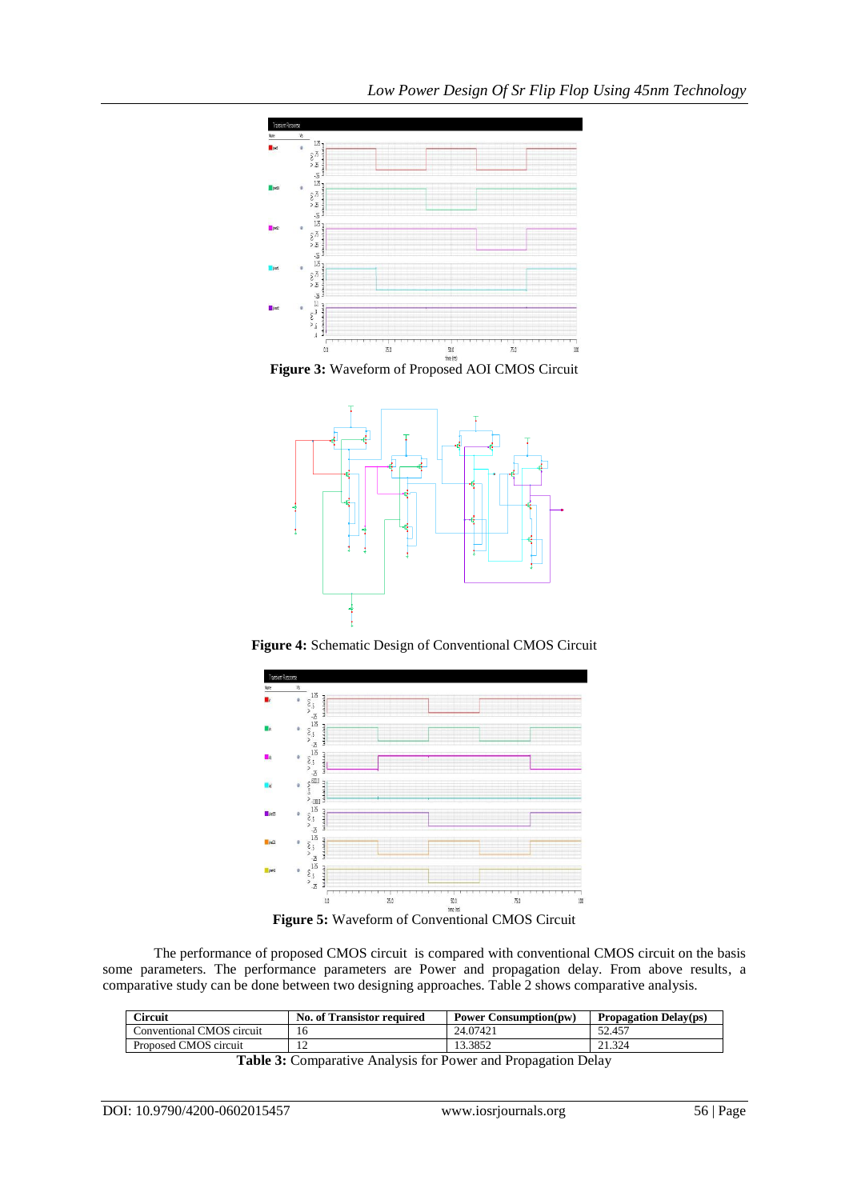**Figure 3:** Waveform of Proposed AOI CMOS Circuit

**Figure 4:** Schematic Design of Conventional CMOS Circuit

**Figure 5:** Waveform of Conventional CMOS Circuit

The performance of proposed CMOS circuit is compared with conventional CMOS circuit on the basis some parameters. The performance parameters are Power and propagation delay. From above results, a comparative study can be done between two designing approaches. Table 2 shows comparative analysis.

| Circuit | No. of Transistor required | Power Consumption(pw) | Propagation Delay(ps) |
|---|---|---|---|
| Conventional CMOS circuit | 16 | 24.07421 | 52.457 |
| Proposed CMOS circuit | 12 | 13.3852 | 21.324 |

**Table 3:** Comparative Analysis for Power and Propagation Delay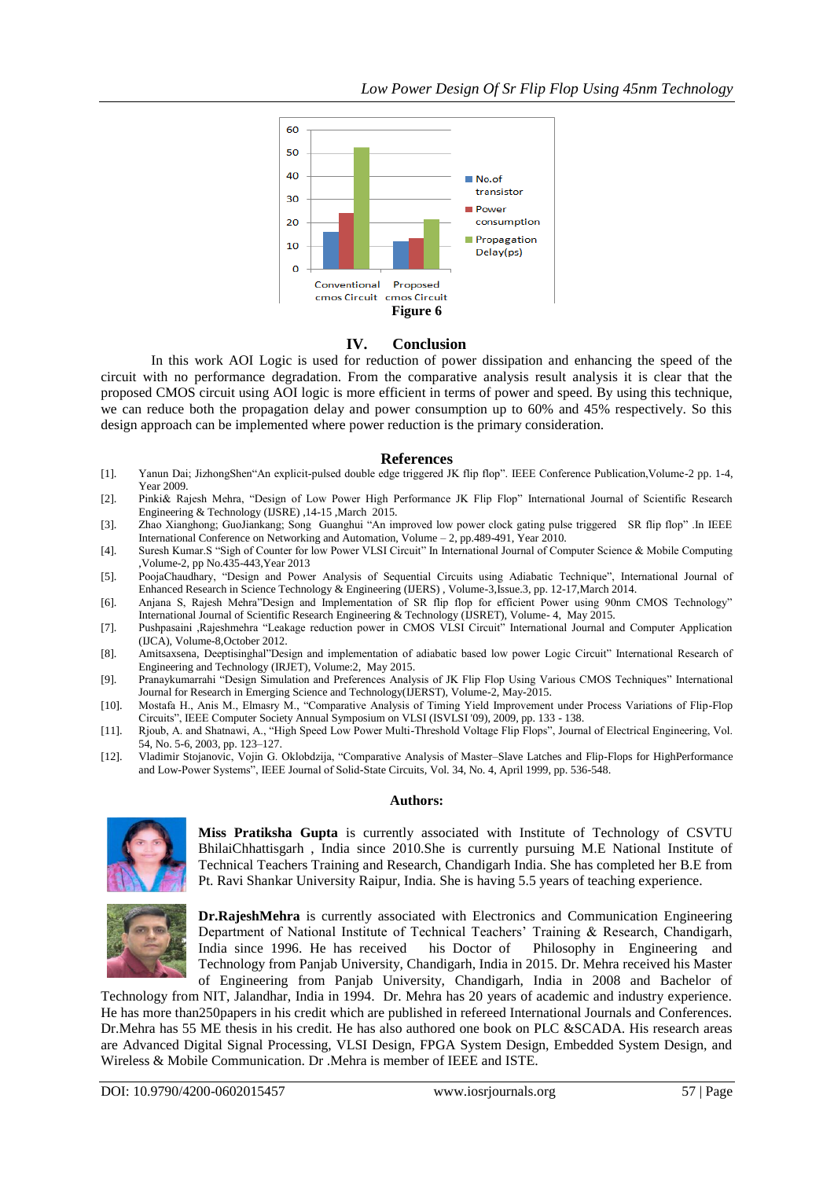60
50
40
30
20
10
0

Conventional cmos Circuit
Proposed cmos Circuit

No.of transistor
Power consumption
Propagation Delay(ps)

**Figure 6**

## IV. Conclusion

In this work AOI Logic is used for reduction of power dissipation and enhancing the speed of the circuit with no performance degradation. From the comparative analysis result analysis it is clear that the proposed CMOS circuit using AOI logic is more efficient in terms of power and speed. By using this technique, we can reduce both the propagation delay and power consumption up to 60% and 45% respectively. So this design approach can be implemented where power reduction is the primary consideration.

## References

[1]. Yanun Dai; JizhongShen"An explicit-pulsed double edge triggered JK flip flop". IEEE Conference Publication,Volume-2 pp. 1-4, Year 2009.

[2]. Pinki& Rajesh Mehra, "Design of Low Power High Performance JK Flip Flop" International Journal of Scientific Research Engineering & Technology (IJSRE) ,14-15 ,March 2015.

[3]. Zhao Xianghong; GuoJiankang; Song Guanghui "An improved low power clock gating pulse triggered SR flip flop" .In IEEE International Conference on Networking and Automation, Volume – 2, pp.489-491, Year 2010.

[4]. Suresh Kumar.S "Sigh of Counter for low Power VLSI Circuit" In International Journal of Computer Science & Mobile Computing ,Volume-2, pp No.435-443,Year 2013

[5]. PoojaChaudhary, "Design and Power Analysis of Sequential Circuits using Adiabatic Technique", International Journal of Enhanced Research in Science Technology & Engineering (IJERS) , Volume-3,Issue.3, pp. 12-17,March 2014.

[6]. Anjana S, Rajesh Mehra"Design and Implementation of SR flip flop for efficient Power using 90nm CMOS Technology" International Journal of Scientific Research Engineering & Technology (IJSRET), Volume- 4, May 2015.

[7]. Pushpasaini ,Rajeshmehra "Leakage reduction power in CMOS VLSI Circuit" International Journal and Computer Application (IJCA), Volume-8,October 2012.

[8]. Amitsaxsena, Deeptisinghal"Design and implementation of adiabatic based low power Logic Circuit" International Research of Engineering and Technology (IRJET), Volume:2, May 2015.

[9]. Pranaykumarrahi "Design Simulation and Preferences Analysis of JK Flip Flop Using Various CMOS Techniques" International Journal for Research in Emerging Science and Technology(IJERST), Volume-2, May-2015.

[10]. Mostafa H., Anis M., Elmasry M., "Comparative Analysis of Timing Yield Improvement under Process Variations of Flip-Flop Circuits", IEEE Computer Society Annual Symposium on VLSI (ISVLSI '09), 2009, pp. 133 - 138.

[11]. Rjoub, A. and Shatnawi, A., "High Speed Low Power Multi-Threshold Voltage Flip Flops", Journal of Electrical Engineering, Vol. 54, No. 5-6, 2003, pp. 123–127.

[12]. Vladimir Stojanovic, Vojin G. Oklobdzija, "Comparative Analysis of Master–Slave Latches and Flip-Flops for HighPerformance and Low-Power Systems", IEEE Journal of Solid-State Circuits, Vol. 34, No. 4, April 1999, pp. 536-548.

### Authors:

**Miss Pratiksha Gupta** is currently associated with Institute of Technology of CSVTU BhilaiChhattisgarh , India since 2010.She is currently pursuing M.E National Institute of Technical Teachers Training and Research, Chandigarh India. She has completed her B.E from Pt. Ravi Shankar University Raipur, India. She is having 5.5 years of teaching experience.

**Dr.RajeshMehra** is currently associated with Electronics and Communication Engineering Department of National Institute of Technical Teachers' Training & Research, Chandigarh, India since 1996. He has received his Doctor of Philosophy in Engineering and Technology from Panjab University, Chandigarh, India in 2015. Dr. Mehra received his Master of Engineering from Panjab University, Chandigarh, India in 2008 and Bachelor of Technology from NIT, Jalandhar, India in 1994. Dr. Mehra has 20 years of academic and industry experience. He has more than250papers in his credit which are published in refereed International Journals and Conferences. Dr.Mehra has 55 ME thesis in his credit. He has also authored one book on PLC &SCADA. His research areas are Advanced Digital Signal Processing, VLSI Design, FPGA System Design, Embedded System Design, and Wireless & Mobile Communication. Dr .Mehra is member of IEEE and ISTE.